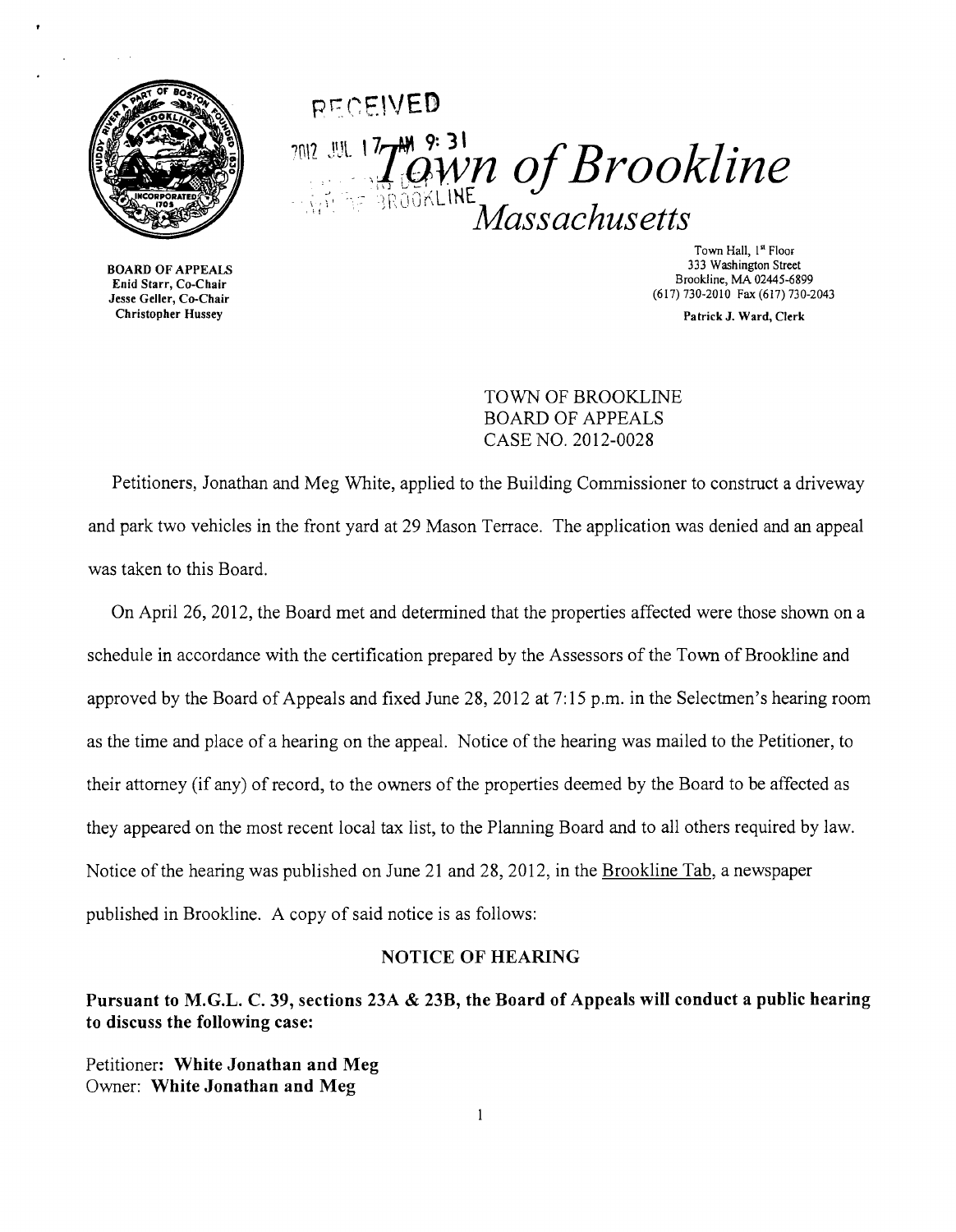RECEIVED

2012 JUL 17 AM 9:31

# Town of Brookline

## Massachusetts

BOARD OF APPEALS
Enid Starr, Co-Chair
Jesse Geller, Co-Chair
Christopher Hussey

Town Hall, 1st Floor
333 Washington Street
Brookline, MA 02445-6899
(617) 730-2010 Fax (617) 730-2043

Patrick J. Ward, Clerk

TOWN OF BROOKLINE
BOARD OF APPEALS
CASE NO. 2012-0028

Petitioners, Jonathan and Meg White, applied to the Building Commissioner to construct a driveway and park two vehicles in the front yard at 29 Mason Terrace. The application was denied and an appeal was taken to this Board.

On April 26, 2012, the Board met and determined that the properties affected were those shown on a schedule in accordance with the certification prepared by the Assessors of the Town of Brookline and approved by the Board of Appeals and fixed June 28, 2012 at 7:15 p.m. in the Selectmen's hearing room as the time and place of a hearing on the appeal. Notice of the hearing was mailed to the Petitioner, to their attorney (if any) of record, to the owners of the properties deemed by the Board to be affected as they appeared on the most recent local tax list, to the Planning Board and to all others required by law. Notice of the hearing was published on June 21 and 28, 2012, in the Brookline Tab, a newspaper published in Brookline. A copy of said notice is as follows:

### NOTICE OF HEARING

**Pursuant to M.G.L. C. 39, sections 23A & 23B, the Board of Appeals will conduct a public hearing to discuss the following case:**

Petitioner: **White Jonathan and Meg**
Owner: **White Jonathan and Meg**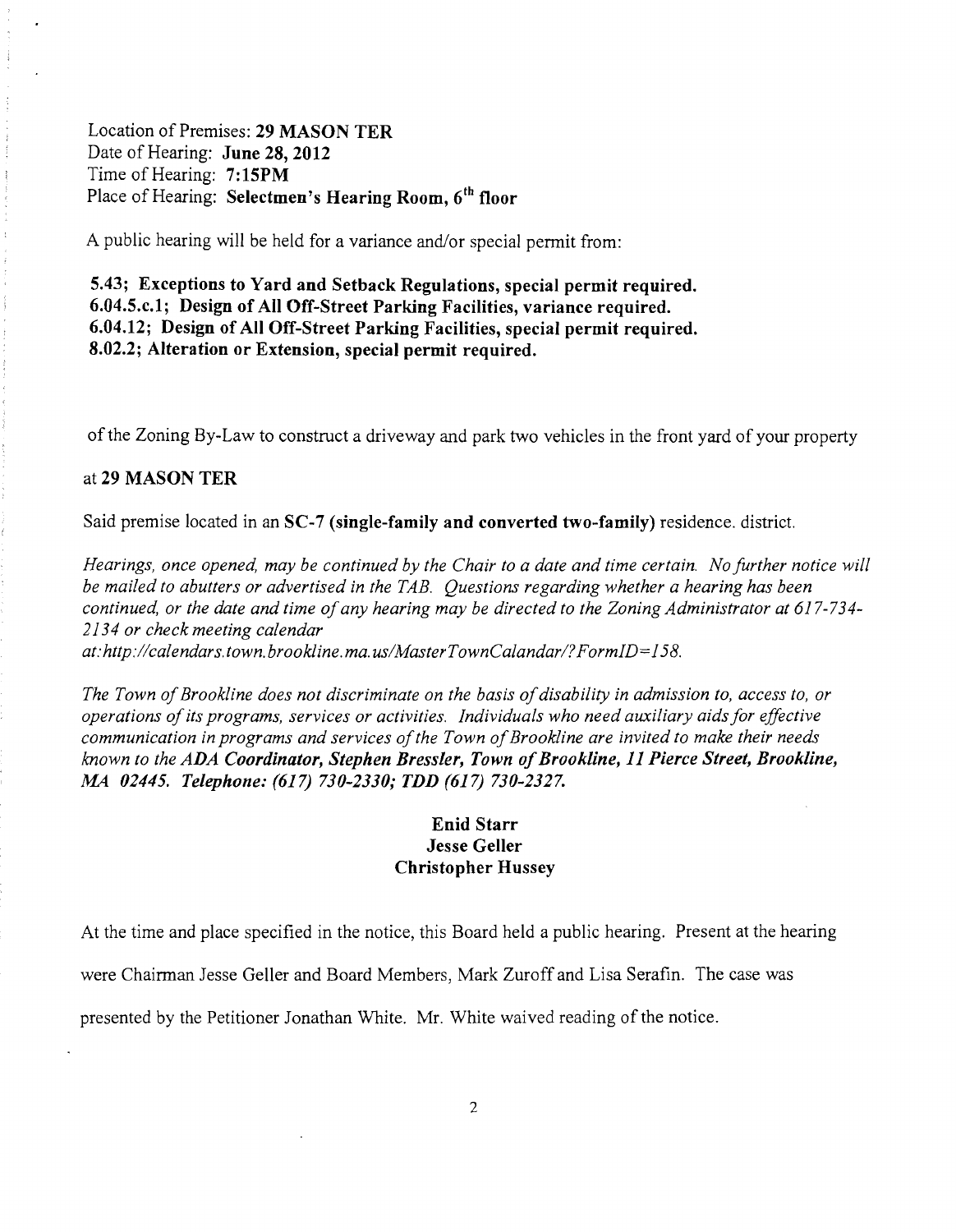Location of Premises: **29 MASON TER**
Date of Hearing: **June 28, 2012**
Time of Hearing: **7:15PM**
Place of Hearing: **Selectmen's Hearing Room, 6th floor**

A public hearing will be held for a variance and/or special permit from:

**5.43; Exceptions to Yard and Setback Regulations, special permit required.**
**6.04.5.c.1; Design of All Off-Street Parking Facilities, variance required.**
**6.04.12; Design of All Off-Street Parking Facilities, special permit required.**
**8.02.2; Alteration or Extension, special permit required.**

of the Zoning By-Law to construct a driveway and park two vehicles in the front yard of your property

at **29 MASON TER**

Said premise located in an **SC-7 (single-family and converted two-family)** residence. district.

*Hearings, once opened, may be continued by the Chair to a date and time certain. No further notice will be mailed to abutters or advertised in the TAB. Questions regarding whether a hearing has been continued, or the date and time of any hearing may be directed to the Zoning Administrator at 617-734-2134 or check meeting calendar at:http://calendars.town.brookline.ma.us/MasterTownCalandar/?FormID=158.*

*The Town of Brookline does not discriminate on the basis of disability in admission to, access to, or operations of its programs, services or activities. Individuals who need auxiliary aids for effective communication in programs and services of the Town of Brookline are invited to make their needs known to the ADA* ***Coordinator, Stephen Bressler, Town of Brookline, 11 Pierce Street, Brookline, MA 02445. Telephone: (617) 730-2330; TDD (617) 730-2327.***

**Enid Starr**
**Jesse Geller**
**Christopher Hussey**

At the time and place specified in the notice, this Board held a public hearing. Present at the hearing were Chairman Jesse Geller and Board Members, Mark Zuroff and Lisa Serafin. The case was presented by the Petitioner Jonathan White. Mr. White waived reading of the notice.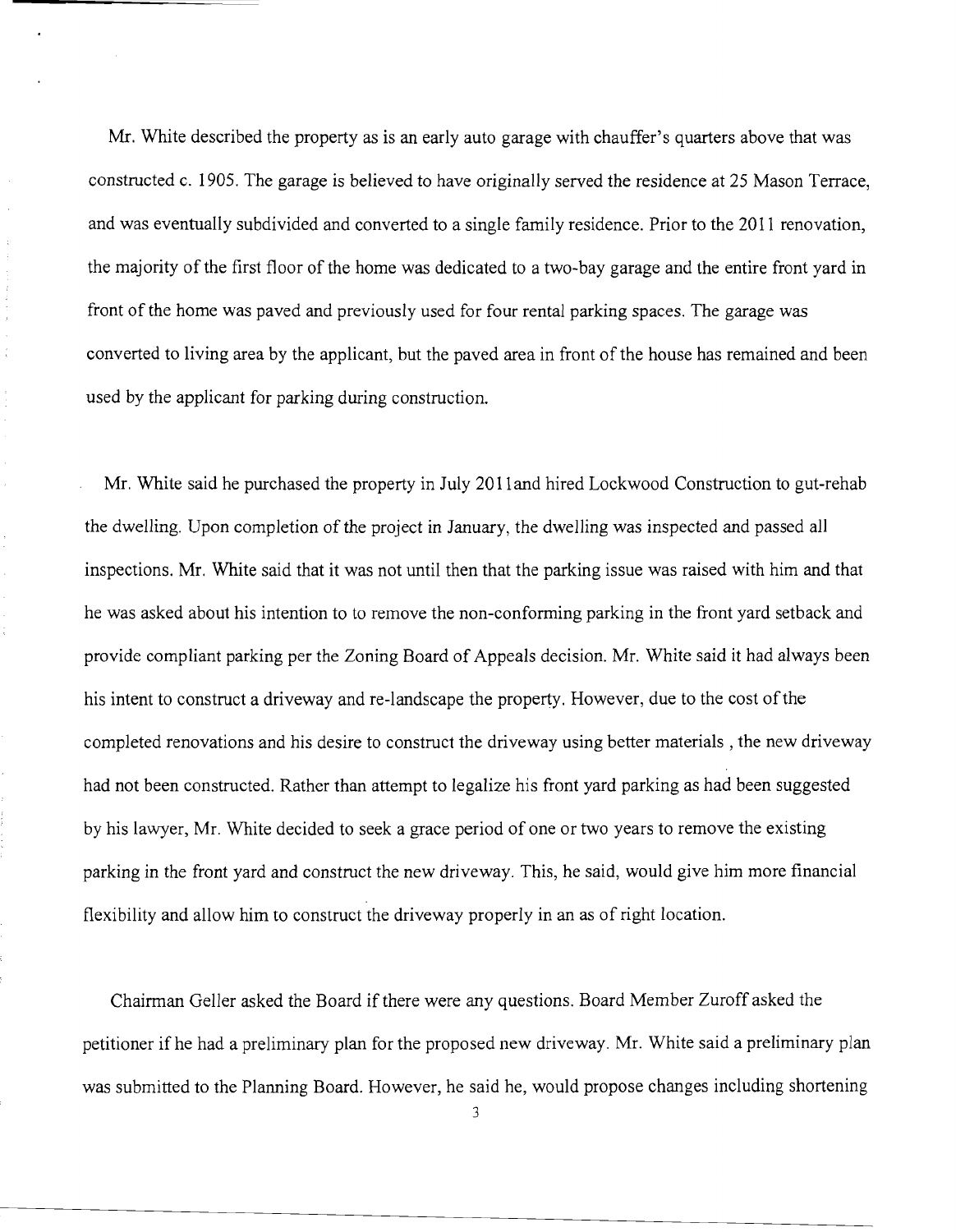Mr. White described the property as is an early auto garage with chauffer's quarters above that was constructed c. 1905. The garage is believed to have originally served the residence at 25 Mason Terrace, and was eventually subdivided and converted to a single family residence. Prior to the 2011 renovation, the majority of the first floor of the home was dedicated to a two-bay garage and the entire front yard in front of the home was paved and previously used for four rental parking spaces. The garage was converted to living area by the applicant, but the paved area in front of the house has remained and been used by the applicant for parking during construction.

Mr. White said he purchased the property in July 2011and hired Lockwood Construction to gut-rehab the dwelling. Upon completion of the project in January, the dwelling was inspected and passed all inspections. Mr. White said that it was not until then that the parking issue was raised with him and that he was asked about his intention to to remove the non-conforming parking in the front yard setback and provide compliant parking per the Zoning Board of Appeals decision. Mr. White said it had always been his intent to construct a driveway and re-landscape the property. However, due to the cost of the completed renovations and his desire to construct the driveway using better materials , the new driveway had not been constructed. Rather than attempt to legalize his front yard parking as had been suggested by his lawyer, Mr. White decided to seek a grace period of one or two years to remove the existing parking in the front yard and construct the new driveway. This, he said, would give him more financial flexibility and allow him to construct the driveway properly in an as of right location.

Chairman Geller asked the Board if there were any questions. Board Member Zuroff asked the petitioner if he had a preliminary plan for the proposed new driveway. Mr. White said a preliminary plan was submitted to the Planning Board. However, he said he, would propose changes including shortening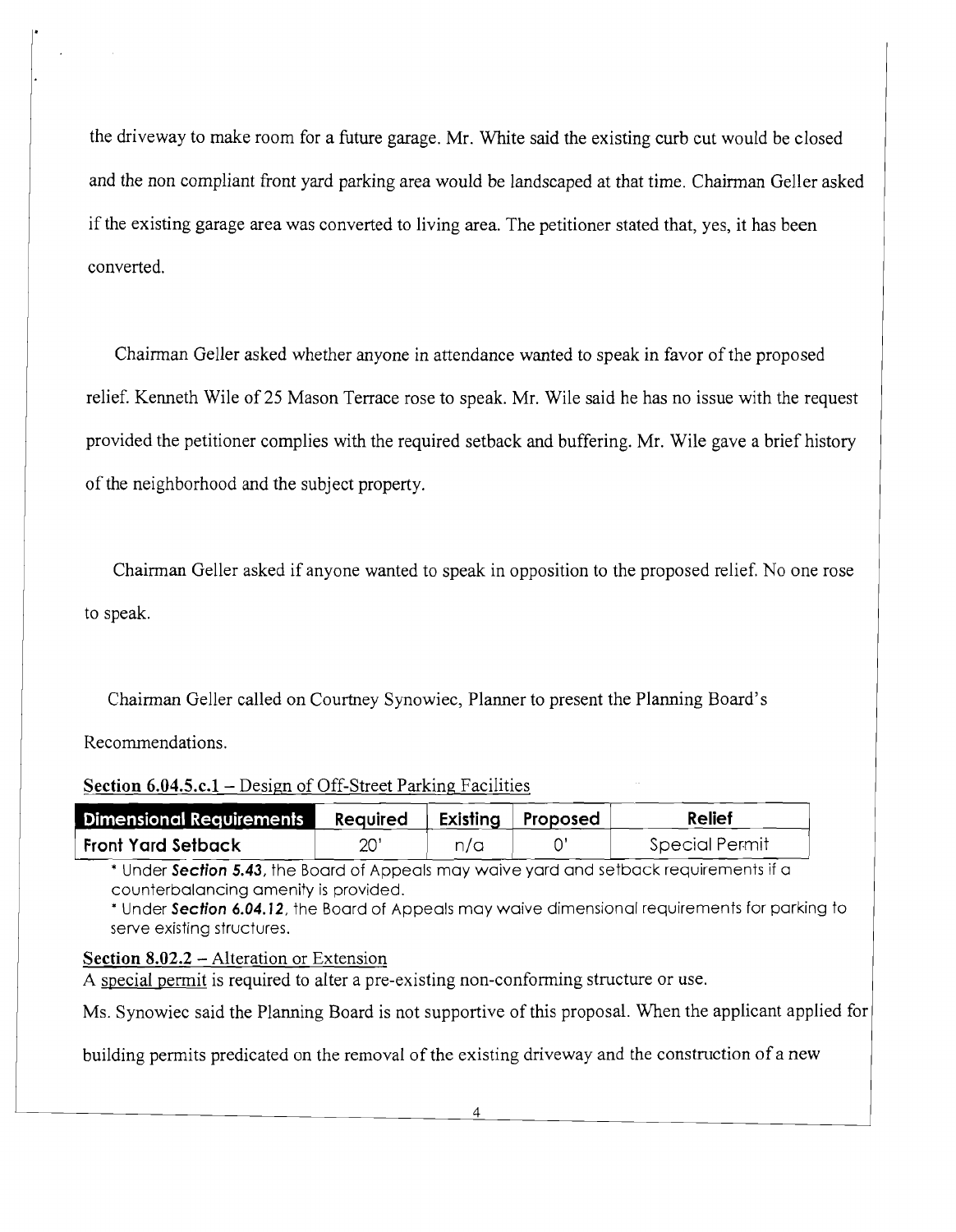the driveway to make room for a future garage. Mr. White said the existing curb cut would be closed and the non compliant front yard parking area would be landscaped at that time. Chairman Geller asked if the existing garage area was converted to living area. The petitioner stated that, yes, it has been converted.

Chairman Geller asked whether anyone in attendance wanted to speak in favor of the proposed relief. Kenneth Wile of 25 Mason Terrace rose to speak. Mr. Wile said he has no issue with the request provided the petitioner complies with the required setback and buffering. Mr. Wile gave a brief history of the neighborhood and the subject property.

Chairman Geller asked if anyone wanted to speak in opposition to the proposed relief. No one rose to speak.

Chairman Geller called on Courtney Synowiec, Planner to present the Planning Board's Recommendations.

**Section 6.04.5.c.1** – Design of Off-Street Parking Facilities

| Dimensional Requirements | Required | Existing | Proposed | Relief |
|---|---|---|---|---|
| Front Yard Setback | 20' | n/a | 0' | Special Permit |

\* Under ***Section 5.43***, the Board of Appeals may waive yard and setback requirements if a counterbalancing amenity is provided.

\* Under ***Section 6.04.12***, the Board of Appeals may waive dimensional requirements for parking to serve existing structures.

**Section 8.02.2** – Alteration or Extension

A special permit is required to alter a pre-existing non-conforming structure or use.

Ms. Synowiec said the Planning Board is not supportive of this proposal. When the applicant applied for building permits predicated on the removal of the existing driveway and the construction of a new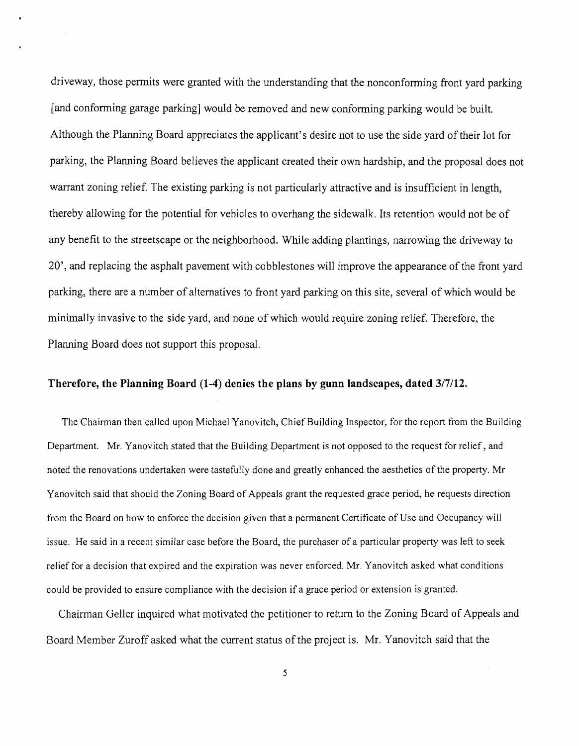driveway, those permits were granted with the understanding that the nonconforming front yard parking [and conforming garage parking] would be removed and new conforming parking would be built. Although the Planning Board appreciates the applicant's desire not to use the side yard of their lot for parking, the Planning Board believes the applicant created their own hardship, and the proposal does not warrant zoning relief. The existing parking is not particularly attractive and is insufficient in length, thereby allowing for the potential for vehicles to overhang the sidewalk. Its retention would not be of any benefit to the streetscape or the neighborhood. While adding plantings, narrowing the driveway to 20', and replacing the asphalt pavement with cobblestones will improve the appearance of the front yard parking, there are a number of alternatives to front yard parking on this site, several of which would be minimally invasive to the side yard, and none of which would require zoning relief. Therefore, the Planning Board does not support this proposal.

**Therefore, the Planning Board (1-4) denies the plans by gunn landscapes, dated 3/7/12.**

The Chairman then called upon Michael Yanovitch, Chief Building Inspector, for the report from the Building Department. Mr. Yanovitch stated that the Building Department is not opposed to the request for relief, and noted the renovations undertaken were tastefully done and greatly enhanced the aesthetics of the property. Mr Yanovitch said that should the Zoning Board of Appeals grant the requested grace period, he requests direction from the Board on how to enforce the decision given that a permanent Certificate of Use and Occupancy will issue. He said in a recent similar case before the Board, the purchaser of a particular property was left to seek relief for a decision that expired and the expiration was never enforced. Mr. Yanovitch asked what conditions could be provided to ensure compliance with the decision if a grace period or extension is granted.

Chairman Geller inquired what motivated the petitioner to return to the Zoning Board of Appeals and Board Member Zuroff asked what the current status of the project is. Mr. Yanovitch said that the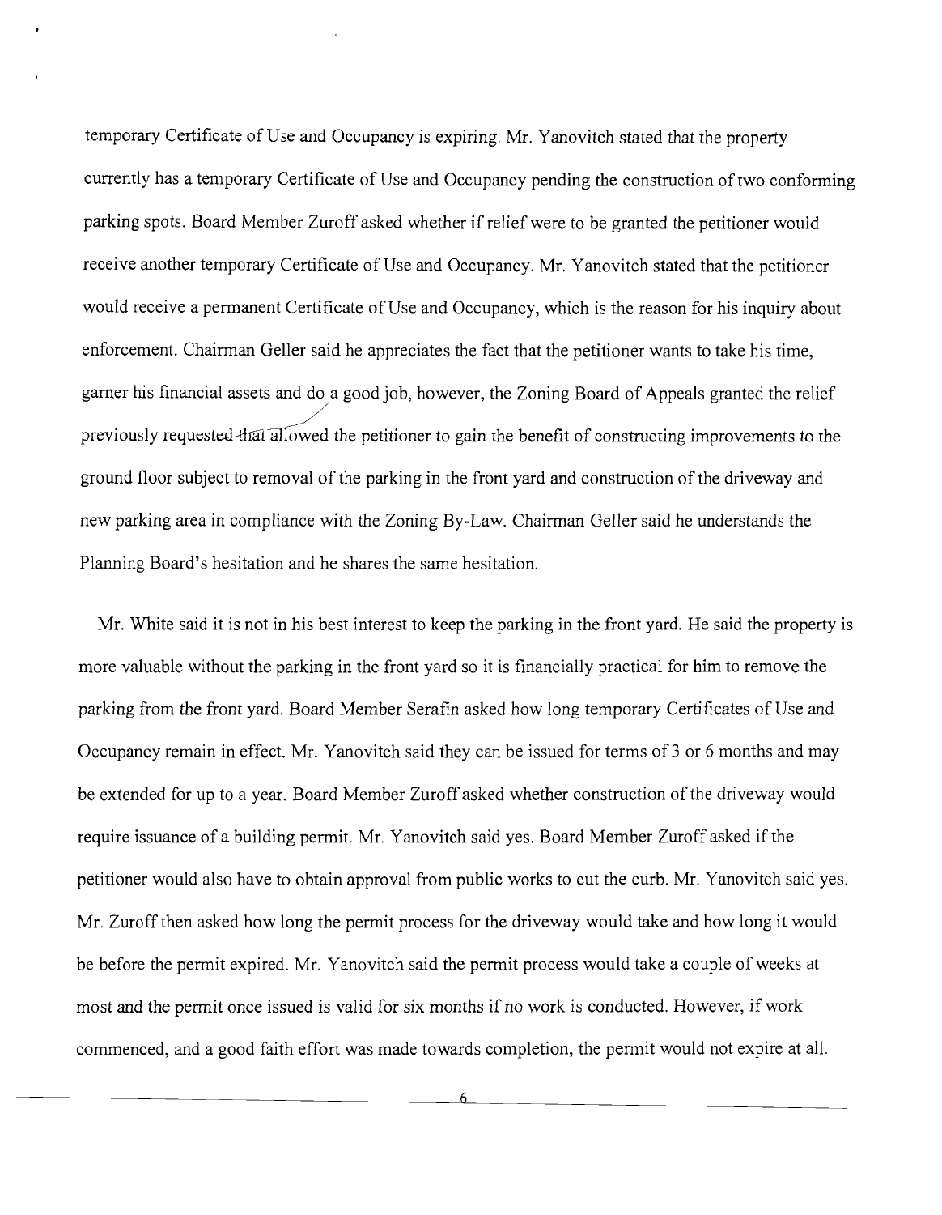temporary Certificate of Use and Occupancy is expiring. Mr. Yanovitch stated that the property currently has a temporary Certificate of Use and Occupancy pending the construction of two conforming parking spots. Board Member Zuroff asked whether if relief were to be granted the petitioner would receive another temporary Certificate of Use and Occupancy. Mr. Yanovitch stated that the petitioner would receive a permanent Certificate of Use and Occupancy, which is the reason for his inquiry about enforcement. Chairman Geller said he appreciates the fact that the petitioner wants to take his time, garner his financial assets and do a good job, however, the Zoning Board of Appeals granted the relief previously requested that allowed the petitioner to gain the benefit of constructing improvements to the ground floor subject to removal of the parking in the front yard and construction of the driveway and new parking area in compliance with the Zoning By-Law. Chairman Geller said he understands the Planning Board's hesitation and he shares the same hesitation.

Mr. White said it is not in his best interest to keep the parking in the front yard. He said the property is more valuable without the parking in the front yard so it is financially practical for him to remove the parking from the front yard. Board Member Serafin asked how long temporary Certificates of Use and Occupancy remain in effect. Mr. Yanovitch said they can be issued for terms of 3 or 6 months and may be extended for up to a year. Board Member Zuroff asked whether construction of the driveway would require issuance of a building permit. Mr. Yanovitch said yes. Board Member Zuroff asked if the petitioner would also have to obtain approval from public works to cut the curb. Mr. Yanovitch said yes. Mr. Zuroff then asked how long the permit process for the driveway would take and how long it would be before the permit expired. Mr. Yanovitch said the permit process would take a couple of weeks at most and the permit once issued is valid for six months if no work is conducted. However, if work commenced, and a good faith effort was made towards completion, the permit would not expire at all.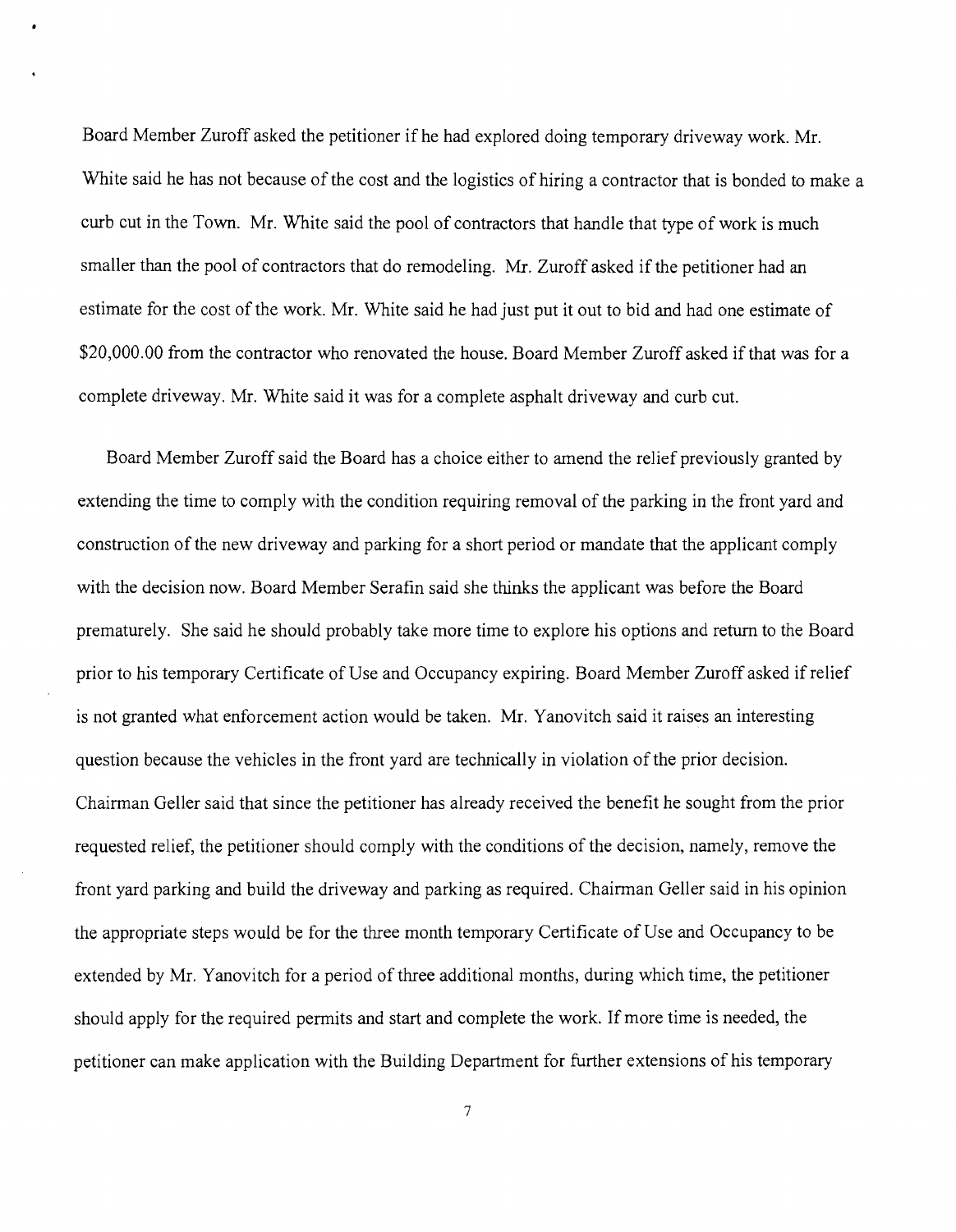Board Member Zuroff asked the petitioner if he had explored doing temporary driveway work. Mr. White said he has not because of the cost and the logistics of hiring a contractor that is bonded to make a curb cut in the Town. Mr. White said the pool of contractors that handle that type of work is much smaller than the pool of contractors that do remodeling. Mr. Zuroff asked if the petitioner had an estimate for the cost of the work. Mr. White said he had just put it out to bid and had one estimate of $20,000.00 from the contractor who renovated the house. Board Member Zuroff asked if that was for a complete driveway. Mr. White said it was for a complete asphalt driveway and curb cut.

Board Member Zuroff said the Board has a choice either to amend the relief previously granted by extending the time to comply with the condition requiring removal of the parking in the front yard and construction of the new driveway and parking for a short period or mandate that the applicant comply with the decision now. Board Member Serafin said she thinks the applicant was before the Board prematurely. She said he should probably take more time to explore his options and return to the Board prior to his temporary Certificate of Use and Occupancy expiring. Board Member Zuroff asked if relief is not granted what enforcement action would be taken. Mr. Yanovitch said it raises an interesting question because the vehicles in the front yard are technically in violation of the prior decision. Chairman Geller said that since the petitioner has already received the benefit he sought from the prior requested relief, the petitioner should comply with the conditions of the decision, namely, remove the front yard parking and build the driveway and parking as required. Chairman Geller said in his opinion the appropriate steps would be for the three month temporary Certificate of Use and Occupancy to be extended by Mr. Yanovitch for a period of three additional months, during which time, the petitioner should apply for the required permits and start and complete the work. If more time is needed, the petitioner can make application with the Building Department for further extensions of his temporary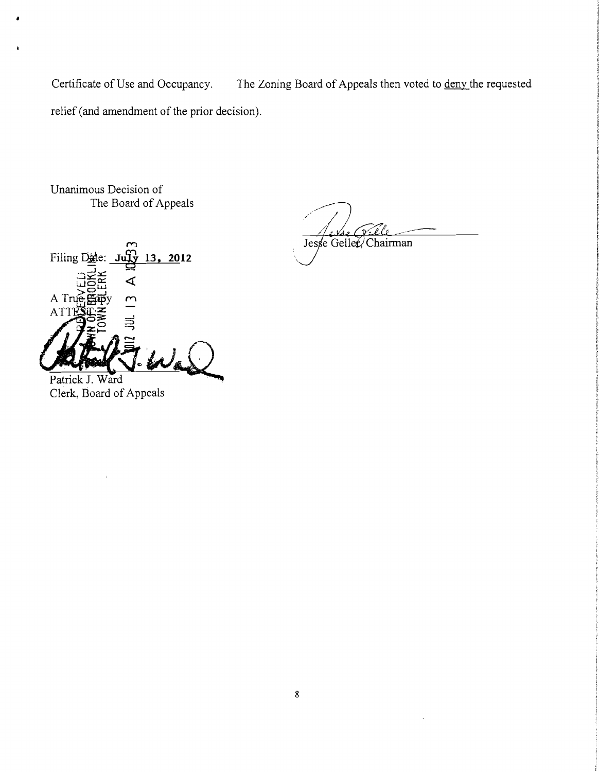Certificate of Use and Occupancy. The Zoning Board of Appeals then voted to deny the requested relief (and amendment of the prior decision).

Unanimous Decision of
The Board of Appeals

Jesse Geller, Chairman

Filing Date: July 13, 2012

A True Copy
ATTEST:

Patrick J. Ward
Clerk, Board of Appeals

RECEIVED
TOWN OF BROOKLINE
TOWN CLERK
2012 JUL 13 A 10:33